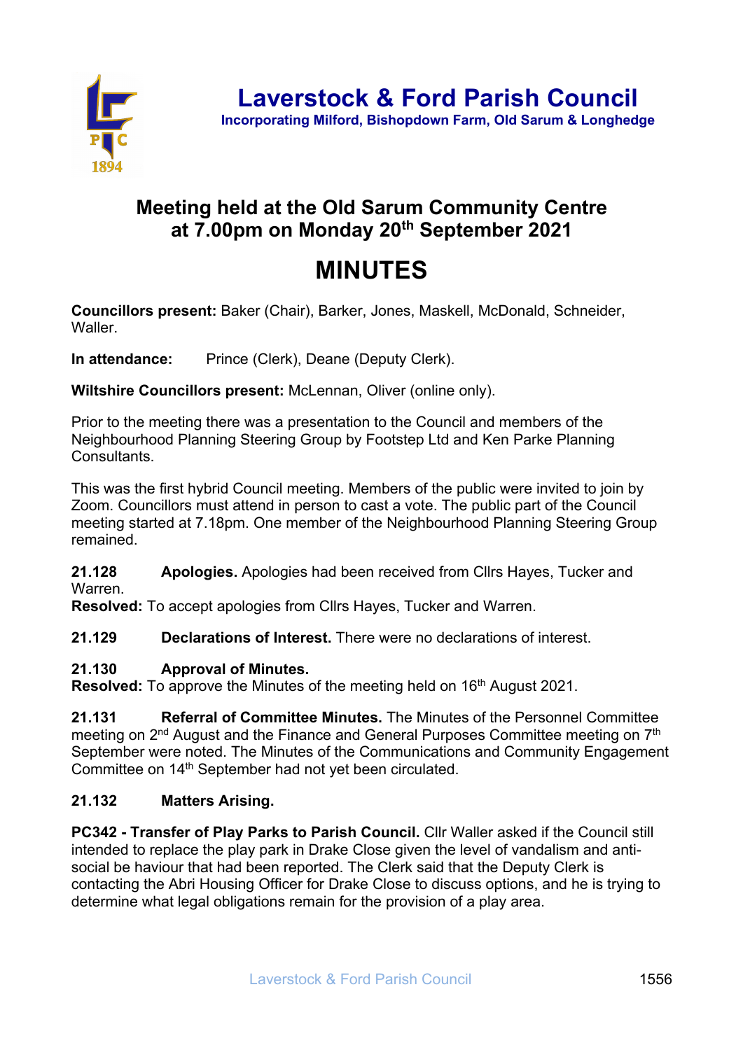# Laverstock & Ford Parish Council

**Incorporating Milford, Bishopdown Farm, Old Sarum & Longhedge**

## Meeting held at the Old Sarum Community Centre at 7.00pm on Monday 20th September 2021

# MINUTES

**Councillors present:** Baker (Chair), Barker, Jones, Maskell, McDonald, Schneider, Waller.

**In attendance:** Prince (Clerk), Deane (Deputy Clerk).

**Wiltshire Councillors present:** McLennan, Oliver (online only).

Prior to the meeting there was a presentation to the Council and members of the Neighbourhood Planning Steering Group by Footstep Ltd and Ken Parke Planning Consultants.

This was the first hybrid Council meeting. Members of the public were invited to join by Zoom. Councillors must attend in person to cast a vote. The public part of the Council meeting started at 7.18pm. One member of the Neighbourhood Planning Steering Group remained.

**21.128 Apologies.** Apologies had been received from Cllrs Hayes, Tucker and Warren.
**Resolved:** To accept apologies from Cllrs Hayes, Tucker and Warren.

**21.129 Declarations of Interest.** There were no declarations of interest.

**21.130 Approval of Minutes.**
**Resolved:** To approve the Minutes of the meeting held on 16th August 2021.

**21.131 Referral of Committee Minutes.** The Minutes of the Personnel Committee meeting on 2nd August and the Finance and General Purposes Committee meeting on 7th September were noted. The Minutes of the Communications and Community Engagement Committee on 14th September had not yet been circulated.

**21.132 Matters Arising.**

**PC342 - Transfer of Play Parks to Parish Council.** Cllr Waller asked if the Council still intended to replace the play park in Drake Close given the level of vandalism and anti-social be haviour that had been reported. The Clerk said that the Deputy Clerk is contacting the Abri Housing Officer for Drake Close to discuss options, and he is trying to determine what legal obligations remain for the provision of a play area.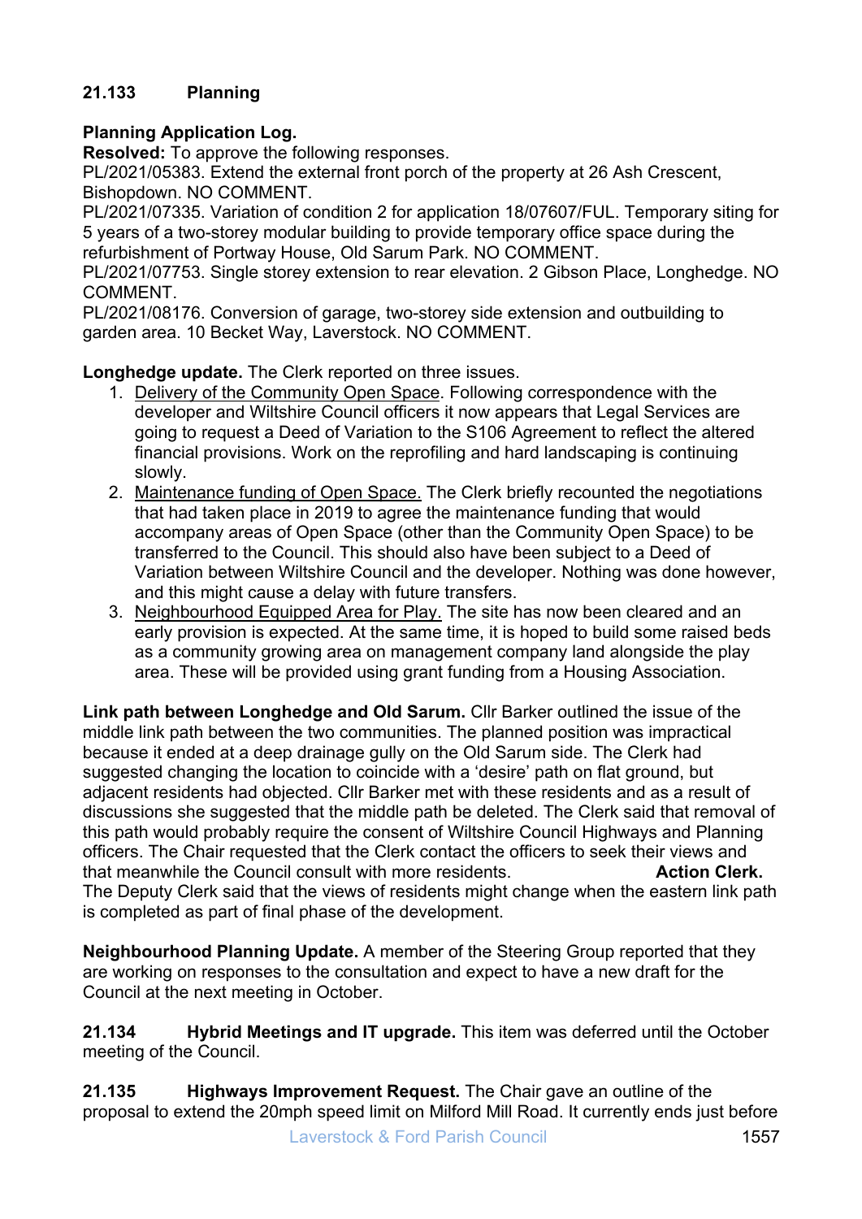## 21.133 Planning

**Planning Application Log.**
**Resolved:** To approve the following responses.
PL/2021/05383. Extend the external front porch of the property at 26 Ash Crescent, Bishopdown. NO COMMENT.
PL/2021/07335. Variation of condition 2 for application 18/07607/FUL. Temporary siting for 5 years of a two-storey modular building to provide temporary office space during the refurbishment of Portway House, Old Sarum Park. NO COMMENT.
PL/2021/07753. Single storey extension to rear elevation. 2 Gibson Place, Longhedge. NO COMMENT.
PL/2021/08176. Conversion of garage, two-storey side extension and outbuilding to garden area. 10 Becket Way, Laverstock. NO COMMENT.

**Longhedge update.** The Clerk reported on three issues.

1. Delivery of the Community Open Space. Following correspondence with the developer and Wiltshire Council officers it now appears that Legal Services are going to request a Deed of Variation to the S106 Agreement to reflect the altered financial provisions. Work on the reprofiling and hard landscaping is continuing slowly.
2. Maintenance funding of Open Space. The Clerk briefly recounted the negotiations that had taken place in 2019 to agree the maintenance funding that would accompany areas of Open Space (other than the Community Open Space) to be transferred to the Council. This should also have been subject to a Deed of Variation between Wiltshire Council and the developer. Nothing was done however, and this might cause a delay with future transfers.
3. Neighbourhood Equipped Area for Play. The site has now been cleared and an early provision is expected. At the same time, it is hoped to build some raised beds as a community growing area on management company land alongside the play area. These will be provided using grant funding from a Housing Association.

**Link path between Longhedge and Old Sarum.** Cllr Barker outlined the issue of the middle link path between the two communities. The planned position was impractical because it ended at a deep drainage gully on the Old Sarum side. The Clerk had suggested changing the location to coincide with a 'desire' path on flat ground, but adjacent residents had objected. Cllr Barker met with these residents and as a result of discussions she suggested that the middle path be deleted. The Clerk said that removal of this path would probably require the consent of Wiltshire Council Highways and Planning officers. The Chair requested that the Clerk contact the officers to seek their views and that meanwhile the Council consult with more residents. **Action Clerk.**
The Deputy Clerk said that the views of residents might change when the eastern link path is completed as part of final phase of the development.

**Neighbourhood Planning Update.** A member of the Steering Group reported that they are working on responses to the consultation and expect to have a new draft for the Council at the next meeting in October.

**21.134 Hybrid Meetings and IT upgrade.** This item was deferred until the October meeting of the Council.

**21.135 Highways Improvement Request.** The Chair gave an outline of the proposal to extend the 20mph speed limit on Milford Mill Road. It currently ends just before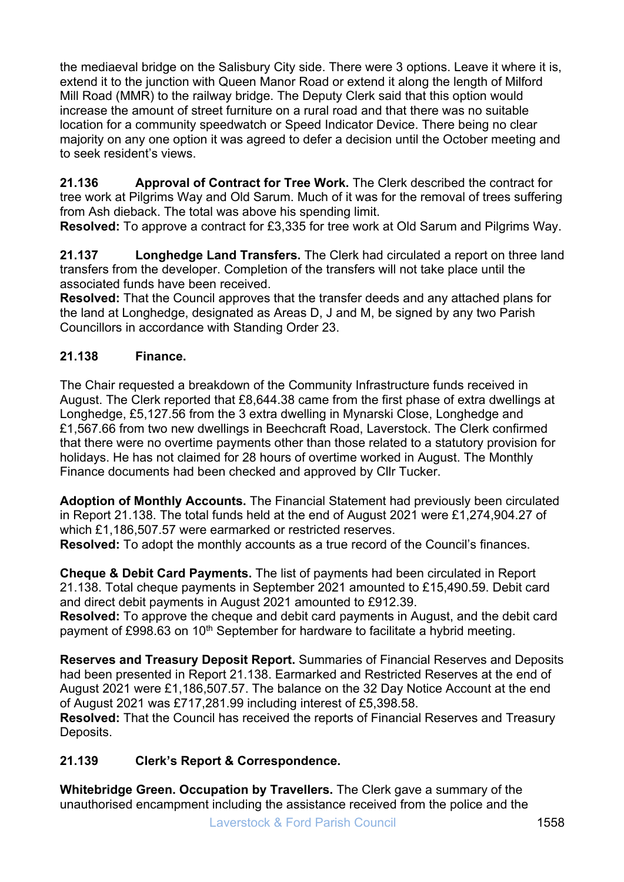the mediaeval bridge on the Salisbury City side. There were 3 options. Leave it where it is, extend it to the junction with Queen Manor Road or extend it along the length of Milford Mill Road (MMR) to the railway bridge. The Deputy Clerk said that this option would increase the amount of street furniture on a rural road and that there was no suitable location for a community speedwatch or Speed Indicator Device. There being no clear majority on any one option it was agreed to defer a decision until the October meeting and to seek resident's views.

**21.136 Approval of Contract for Tree Work.** The Clerk described the contract for tree work at Pilgrims Way and Old Sarum. Much of it was for the removal of trees suffering from Ash dieback. The total was above his spending limit.
**Resolved:** To approve a contract for £3,335 for tree work at Old Sarum and Pilgrims Way.

**21.137 Longhedge Land Transfers.** The Clerk had circulated a report on three land transfers from the developer. Completion of the transfers will not take place until the associated funds have been received.
**Resolved:** That the Council approves that the transfer deeds and any attached plans for the land at Longhedge, designated as Areas D, J and M, be signed by any two Parish Councillors in accordance with Standing Order 23.

**21.138 Finance.**

The Chair requested a breakdown of the Community Infrastructure funds received in August. The Clerk reported that £8,644.38 came from the first phase of extra dwellings at Longhedge, £5,127.56 from the 3 extra dwelling in Mynarski Close, Longhedge and £1,567.66 from two new dwellings in Beechcraft Road, Laverstock. The Clerk confirmed that there were no overtime payments other than those related to a statutory provision for holidays. He has not claimed for 28 hours of overtime worked in August. The Monthly Finance documents had been checked and approved by Cllr Tucker.

**Adoption of Monthly Accounts.** The Financial Statement had previously been circulated in Report 21.138. The total funds held at the end of August 2021 were £1,274,904.27 of which £1,186,507.57 were earmarked or restricted reserves.
**Resolved:** To adopt the monthly accounts as a true record of the Council's finances.

**Cheque & Debit Card Payments.** The list of payments had been circulated in Report 21.138. Total cheque payments in September 2021 amounted to £15,490.59. Debit card and direct debit payments in August 2021 amounted to £912.39.
**Resolved:** To approve the cheque and debit card payments in August, and the debit card payment of £998.63 on 10th September for hardware to facilitate a hybrid meeting.

**Reserves and Treasury Deposit Report.** Summaries of Financial Reserves and Deposits had been presented in Report 21.138. Earmarked and Restricted Reserves at the end of August 2021 were £1,186,507.57. The balance on the 32 Day Notice Account at the end of August 2021 was £717,281.99 including interest of £5,398.58.
**Resolved:** That the Council has received the reports of Financial Reserves and Treasury Deposits.

**21.139 Clerk's Report & Correspondence.**

**Whitebridge Green. Occupation by Travellers.** The Clerk gave a summary of the unauthorised encampment including the assistance received from the police and the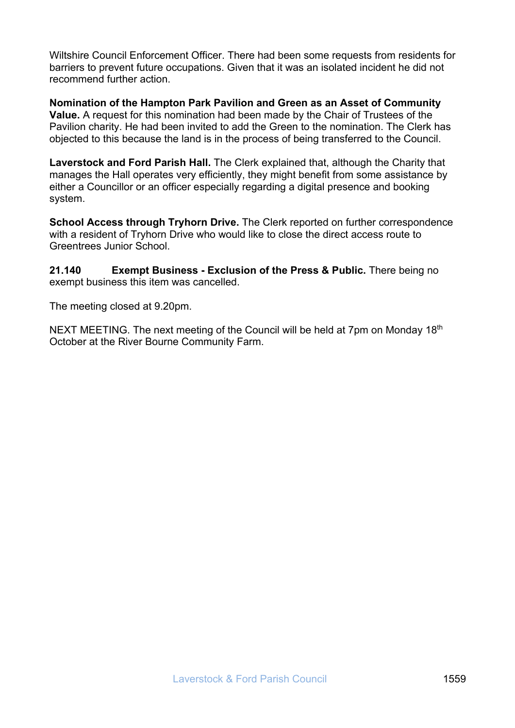Wiltshire Council Enforcement Officer. There had been some requests from residents for barriers to prevent future occupations. Given that it was an isolated incident he did not recommend further action.

**Nomination of the Hampton Park Pavilion and Green as an Asset of Community Value.** A request for this nomination had been made by the Chair of Trustees of the Pavilion charity. He had been invited to add the Green to the nomination. The Clerk has objected to this because the land is in the process of being transferred to the Council.

**Laverstock and Ford Parish Hall.** The Clerk explained that, although the Charity that manages the Hall operates very efficiently, they might benefit from some assistance by either a Councillor or an officer especially regarding a digital presence and booking system.

**School Access through Tryhorn Drive.** The Clerk reported on further correspondence with a resident of Tryhorn Drive who would like to close the direct access route to Greentrees Junior School.

**21.140 Exempt Business - Exclusion of the Press & Public.** There being no exempt business this item was cancelled.

The meeting closed at 9.20pm.

NEXT MEETING. The next meeting of the Council will be held at 7pm on Monday 18th October at the River Bourne Community Farm.